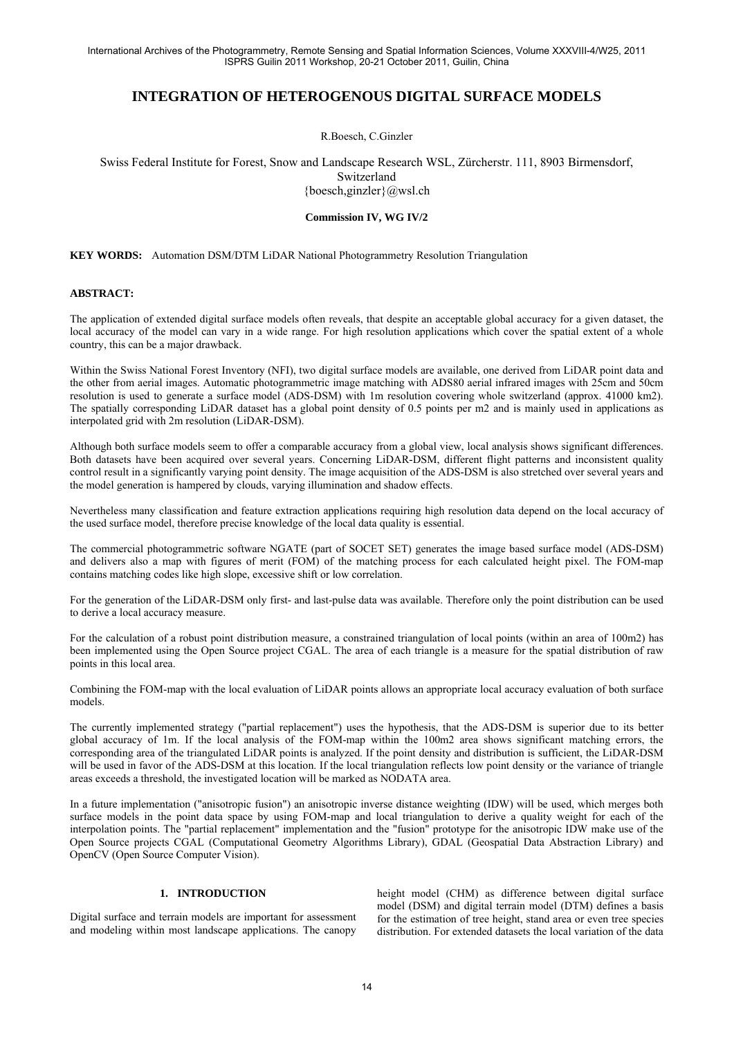# INTEGRATION OF HETEROGENOUS DIGITAL SURFACE MODELS

R.Boesch, C.Ginzler

Swiss Federal Institute for Forest, Snow and Landscape Research WSL, Zürcherstr. 111, 8903 Birmensdorf, Switzerland
{boesch,ginzler}@wsl.ch

**Commission IV, WG IV/2**

**KEY WORDS:** Automation DSM/DTM LiDAR National Photogrammetry Resolution Triangulation

## ABSTRACT:

The application of extended digital surface models often reveals, that despite an acceptable global accuracy for a given dataset, the local accuracy of the model can vary in a wide range. For high resolution applications which cover the spatial extent of a whole country, this can be a major drawback.

Within the Swiss National Forest Inventory (NFI), two digital surface models are available, one derived from LiDAR point data and the other from aerial images. Automatic photogrammetric image matching with ADS80 aerial infrared images with 25cm and 50cm resolution is used to generate a surface model (ADS-DSM) with 1m resolution covering whole switzerland (approx. 41000 km2). The spatially corresponding LiDAR dataset has a global point density of 0.5 points per m2 and is mainly used in applications as interpolated grid with 2m resolution (LiDAR-DSM).

Although both surface models seem to offer a comparable accuracy from a global view, local analysis shows significant differences. Both datasets have been acquired over several years. Concerning LiDAR-DSM, different flight patterns and inconsistent quality control result in a significantly varying point density. The image acquisition of the ADS-DSM is also stretched over several years and the model generation is hampered by clouds, varying illumination and shadow effects.

Nevertheless many classification and feature extraction applications requiring high resolution data depend on the local accuracy of the used surface model, therefore precise knowledge of the local data quality is essential.

The commercial photogrammetric software NGATE (part of SOCET SET) generates the image based surface model (ADS-DSM) and delivers also a map with figures of merit (FOM) of the matching process for each calculated height pixel. The FOM-map contains matching codes like high slope, excessive shift or low correlation.

For the generation of the LiDAR-DSM only first- and last-pulse data was available. Therefore only the point distribution can be used to derive a local accuracy measure.

For the calculation of a robust point distribution measure, a constrained triangulation of local points (within an area of 100m2) has been implemented using the Open Source project CGAL. The area of each triangle is a measure for the spatial distribution of raw points in this local area.

Combining the FOM-map with the local evaluation of LiDAR points allows an appropriate local accuracy evaluation of both surface models.

The currently implemented strategy ("partial replacement") uses the hypothesis, that the ADS-DSM is superior due to its better global accuracy of 1m. If the local analysis of the FOM-map within the 100m2 area shows significant matching errors, the corresponding area of the triangulated LiDAR points is analyzed. If the point density and distribution is sufficient, the LiDAR-DSM will be used in favor of the ADS-DSM at this location. If the local triangulation reflects low point density or the variance of triangle areas exceeds a threshold, the investigated location will be marked as NODATA area.

In a future implementation ("anisotropic fusion") an anisotropic inverse distance weighting (IDW) will be used, which merges both surface models in the point data space by using FOM-map and local triangulation to derive a quality weight for each of the interpolation points. The "partial replacement" implementation and the "fusion" prototype for the anisotropic IDW make use of the Open Source projects CGAL (Computational Geometry Algorithms Library), GDAL (Geospatial Data Abstraction Library) and OpenCV (Open Source Computer Vision).

## 1. INTRODUCTION

Digital surface and terrain models are important for assessment and modeling within most landscape applications. The canopy height model (CHM) as difference between digital surface model (DSM) and digital terrain model (DTM) defines a basis for the estimation of tree height, stand area or even tree species distribution. For extended datasets the local variation of the data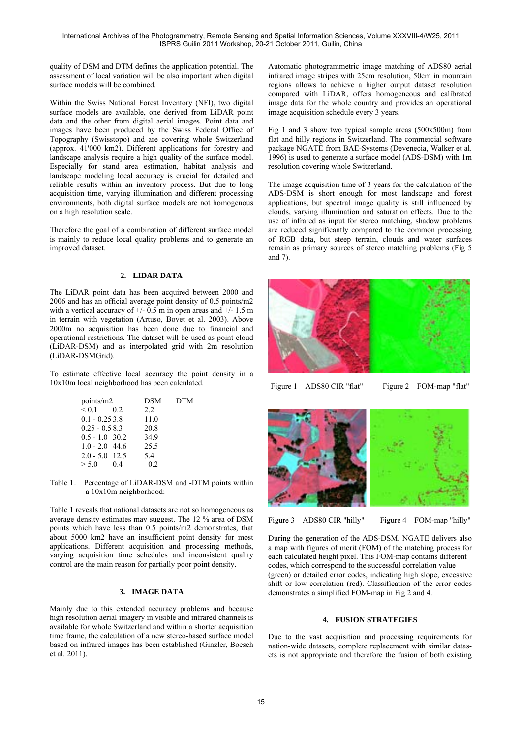quality of DSM and DTM defines the application potential. The assessment of local variation will be also important when digital surface models will be combined.

Within the Swiss National Forest Inventory (NFI), two digital surface models are available, one derived from LiDAR point data and the other from digital aerial images. Point data and images have been produced by the Swiss Federal Office of Topography (Swisstopo) and are covering whole Switzerland (approx. 41'000 km2). Different applications for forestry and landscape analysis require a high quality of the surface model. Especially for stand area estimation, habitat analysis and landscape modeling local accuracy is crucial for detailed and reliable results within an inventory process. But due to long acquisition time, varying illumination and different processing environments, both digital surface models are not homogenous on a high resolution scale.

Therefore the goal of a combination of different surface model is mainly to reduce local quality problems and to generate an improved dataset.

## 2. LIDAR DATA

The LiDAR point data has been acquired between 2000 and 2006 and has an official average point density of 0.5 points/m2 with a vertical accuracy of +/- 0.5 m in open areas and +/- 1.5 m in terrain with vegetation (Artuso, Bovet et al. 2003). Above 2000m no acquisition has been done due to financial and operational restrictions. The dataset will be used as point cloud (LiDAR-DSM) and as interpolated grid with 2m resolution (LiDAR-DSMGrid).

To estimate effective local accuracy the point density in a 10x10m local neighborhood has been calculated.

| points/m2 | DSM | DTM |
|---|---|---|
| < 0.1 | 0.2 | 2.2 |
| 0.1 - 0.25 | 3.8 | 11.0 |
| 0.25 - 0.5 | 8.3 | 20.8 |
| 0.5 - 1.0 | 30.2 | 34.9 |
| 1.0 - 2.0 | 44.6 | 25.5 |
| 2.0 - 5.0 | 12.5 | 5.4 |
| > 5.0 | 0.4 | 0.2 |

Table 1. Percentage of LiDAR-DSM and -DTM points within a 10x10m neighborhood:

Table 1 reveals that national datasets are not so homogeneous as average density estimates may suggest. The 12 % area of DSM points which have less than 0.5 points/m2 demonstrates, that about 5000 km2 have an insufficient point density for most applications. Different acquisition and processing methods, varying acquisition time schedules and inconsistent quality control are the main reason for partially poor point density.

## 3. IMAGE DATA

Mainly due to this extended accuracy problems and because high resolution aerial imagery in visible and infrared channels is available for whole Switzerland and within a shorter acquisition time frame, the calculation of a new stereo-based surface model based on infrared images has been established (Ginzler, Boesch et al. 2011).

Automatic photogrammetric image matching of ADS80 aerial infrared image stripes with 25cm resolution, 50cm in mountain regions allows to achieve a higher output dataset resolution compared with LiDAR, offers homogeneous and calibrated image data for the whole country and provides an operational image acquisition schedule every 3 years.

Fig 1 and 3 show two typical sample areas (500x500m) from flat and hilly regions in Switzerland. The commercial software package NGATE from BAE-Systems (Devenecia, Walker et al. 1996) is used to generate a surface model (ADS-DSM) with 1m resolution covering whole Switzerland.

The image acquisition time of 3 years for the calculation of the ADS-DSM is short enough for most landscape and forest applications, but spectral image quality is still influenced by clouds, varying illumination and saturation effects. Due to the use of infrared as input for stereo matching, shadow problems are reduced significantly compared to the common processing of RGB data, but steep terrain, clouds and water surfaces remain as primary sources of stereo matching problems (Fig 5 and 7).

Figure 1 ADS80 CIR "flat" Figure 2 FOM-map "flat"

Figure 3 ADS80 CIR "hilly" Figure 4 FOM-map "hilly"

During the generation of the ADS-DSM, NGATE delivers also a map with figures of merit (FOM) of the matching process for each calculated height pixel. This FOM-map contains different codes, which correspond to the successful correlation value (green) or detailed error codes, indicating high slope, excessive shift or low correlation (red). Classification of the error codes demonstrates a simplified FOM-map in Fig 2 and 4.

## 4. FUSION STRATEGIES

Due to the vast acquisition and processing requirements for nation-wide datasets, complete replacement with similar datasets is not appropriate and therefore the fusion of both existing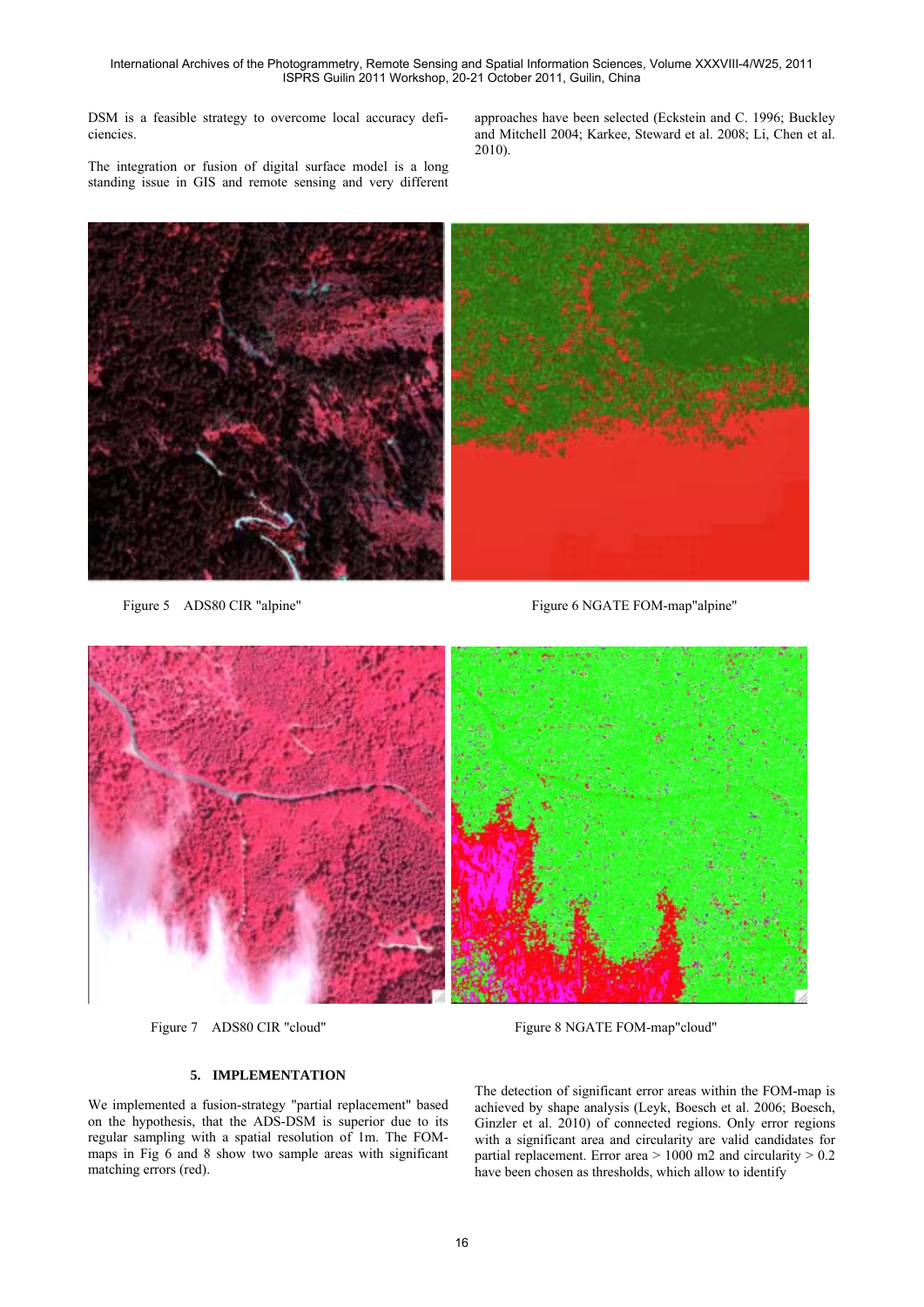DSM is a feasible strategy to overcome local accuracy deficiencies.

The integration or fusion of digital surface model is a long standing issue in GIS and remote sensing and very different approaches have been selected (Eckstein and C. 1996; Buckley and Mitchell 2004; Karkee, Steward et al. 2008; Li, Chen et al. 2010).

Figure 5 ADS80 CIR "alpine"

Figure 6 NGATE FOM-map"alpine"

Figure 7 ADS80 CIR "cloud"

Figure 8 NGATE FOM-map"cloud"

## 5. IMPLEMENTATION

We implemented a fusion-strategy "partial replacement" based on the hypothesis, that the ADS-DSM is superior due to its regular sampling with a spatial resolution of 1m. The FOM-maps in Fig 6 and 8 show two sample areas with significant matching errors (red).

The detection of significant error areas within the FOM-map is achieved by shape analysis (Leyk, Boesch et al. 2006; Boesch, Ginzler et al. 2010) of connected regions. Only error regions with a significant area and circularity are valid candidates for partial replacement. Error area > 1000 m2 and circularity > 0.2 have been chosen as thresholds, which allow to identify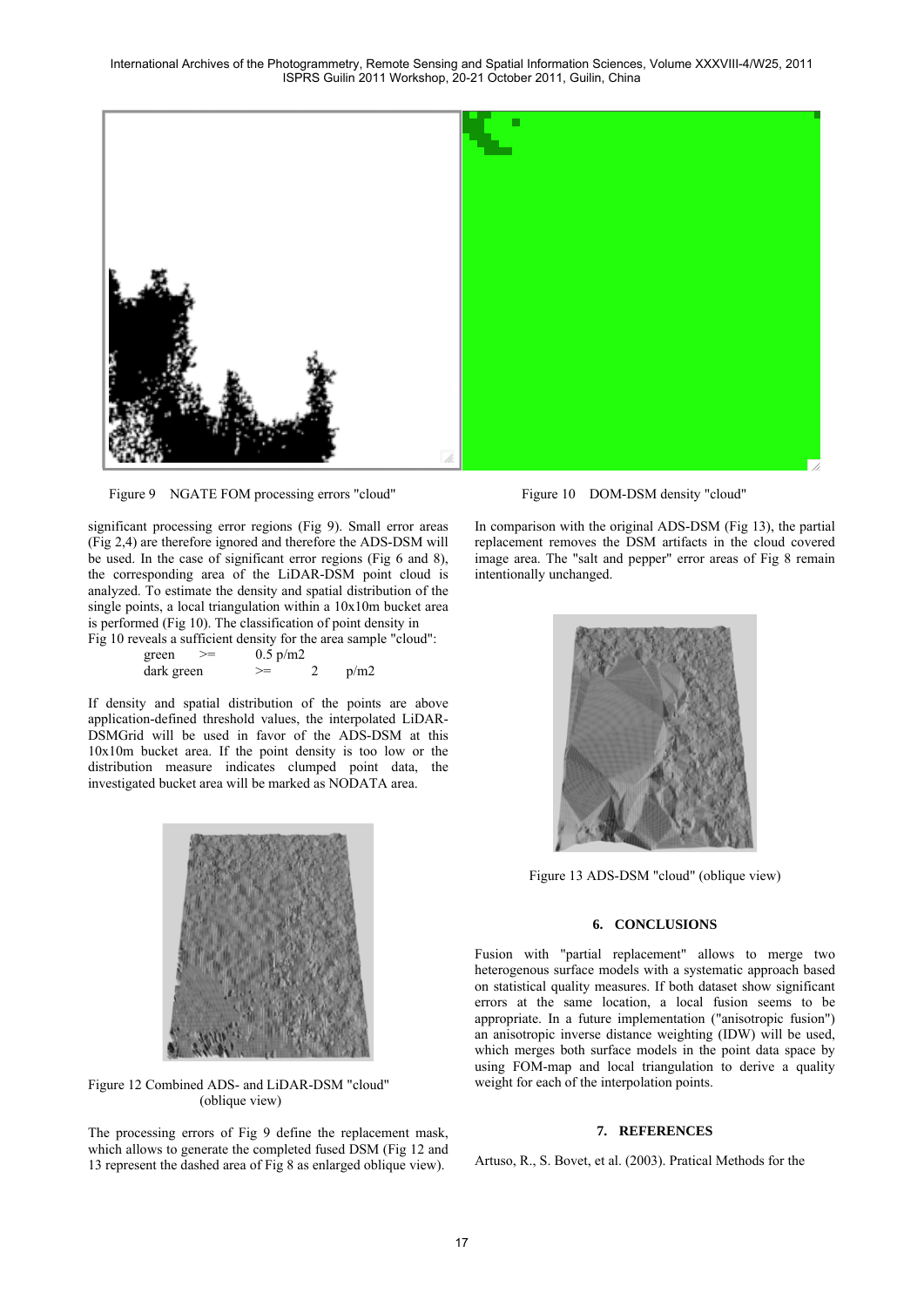Figure 9 NGATE FOM processing errors "cloud"

Figure 10 DOM-DSM density "cloud"

significant processing error regions (Fig 9). Small error areas (Fig 2,4) are therefore ignored and therefore the ADS-DSM will be used. In the case of significant error regions (Fig 6 and 8), the corresponding area of the LiDAR-DSM point cloud is analyzed. To estimate the density and spatial distribution of the single points, a local triangulation within a 10x10m bucket area is performed (Fig 10). The classification of point density in Fig 10 reveals a sufficient density for the area sample "cloud":

| | | | |
|---|---|---|---|
| green | >= | 0.5 p/m2 | |
| dark green | >= | 2 | p/m2 |

If density and spatial distribution of the points are above application-defined threshold values, the interpolated LiDAR-DSMGrid will be used in favor of the ADS-DSM at this 10x10m bucket area. If the point density is too low or the distribution measure indicates clumped point data, the investigated bucket area will be marked as NODATA area.

Figure 12 Combined ADS- and LiDAR-DSM "cloud" (oblique view)

The processing errors of Fig 9 define the replacement mask, which allows to generate the completed fused DSM (Fig 12 and 13 represent the dashed area of Fig 8 as enlarged oblique view).

In comparison with the original ADS-DSM (Fig 13), the partial replacement removes the DSM artifacts in the cloud covered image area. The "salt and pepper" error areas of Fig 8 remain intentionally unchanged.

Figure 13 ADS-DSM "cloud" (oblique view)

## 6. CONCLUSIONS

Fusion with "partial replacement" allows to merge two heterogenous surface models with a systematic approach based on statistical quality measures. If both dataset show significant errors at the same location, a local fusion seems to be appropriate. In a future implementation ("anisotropic fusion") an anisotropic inverse distance weighting (IDW) will be used, which merges both surface models in the point data space by using FOM-map and local triangulation to derive a quality weight for each of the interpolation points.

## 7. REFERENCES

Artuso, R., S. Bovet, et al. (2003). Pratical Methods for the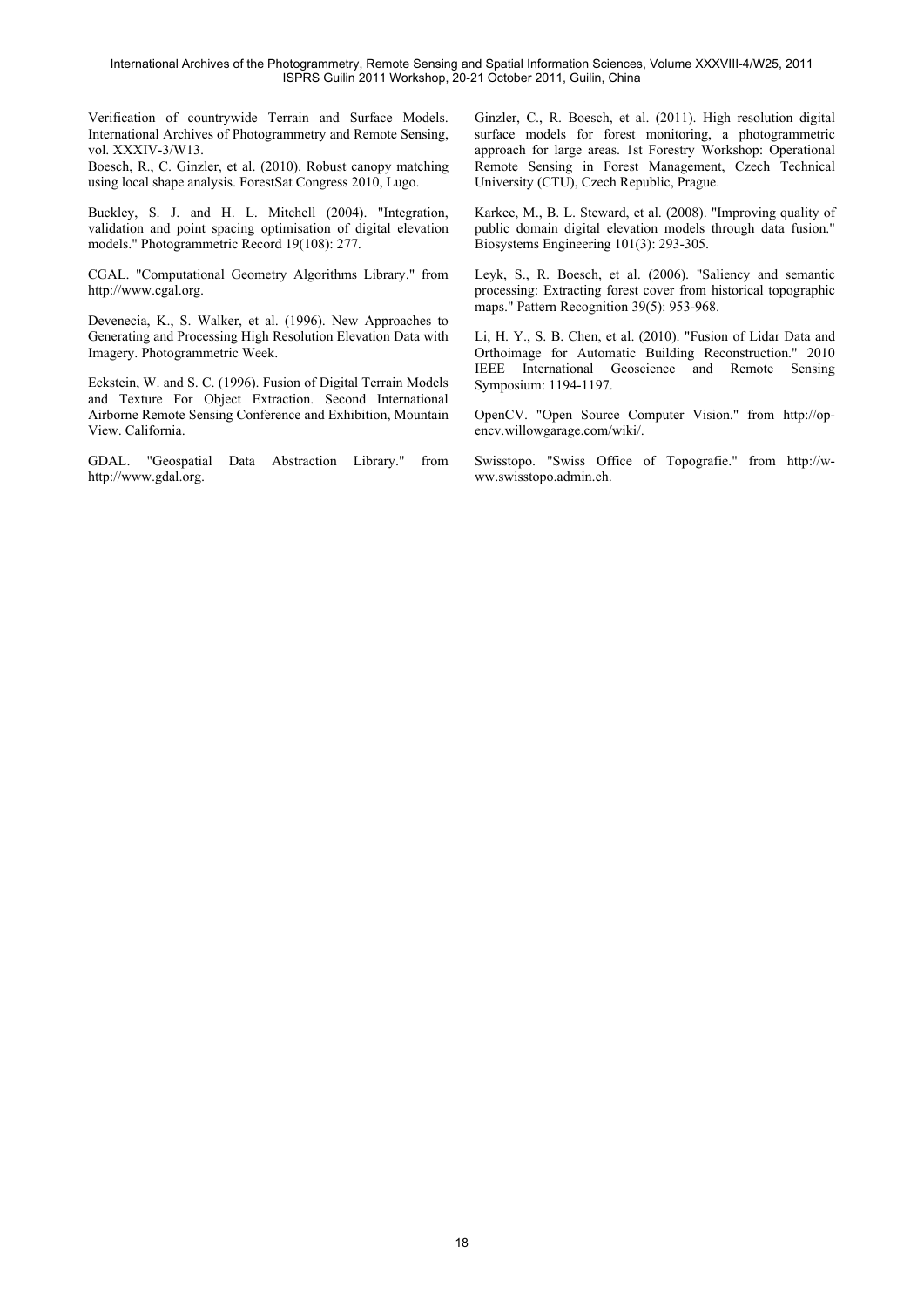Verification of countrywide Terrain and Surface Models. International Archives of Photogrammetry and Remote Sensing, vol. XXXIV-3/W13.

Boesch, R., C. Ginzler, et al. (2010). Robust canopy matching using local shape analysis. ForestSat Congress 2010, Lugo.

Buckley, S. J. and H. L. Mitchell (2004). "Integration, validation and point spacing optimisation of digital elevation models." Photogrammetric Record 19(108): 277.

CGAL. "Computational Geometry Algorithms Library." from http://www.cgal.org.

Devenecia, K., S. Walker, et al. (1996). New Approaches to Generating and Processing High Resolution Elevation Data with Imagery. Photogrammetric Week.

Eckstein, W. and S. C. (1996). Fusion of Digital Terrain Models and Texture For Object Extraction. Second International Airborne Remote Sensing Conference and Exhibition, Mountain View. California.

GDAL. "Geospatial Data Abstraction Library." from http://www.gdal.org.

Ginzler, C., R. Boesch, et al. (2011). High resolution digital surface models for forest monitoring, a photogrammetric approach for large areas. 1st Forestry Workshop: Operational Remote Sensing in Forest Management, Czech Technical University (CTU), Czech Republic, Prague.

Karkee, M., B. L. Steward, et al. (2008). "Improving quality of public domain digital elevation models through data fusion." Biosystems Engineering 101(3): 293-305.

Leyk, S., R. Boesch, et al. (2006). "Saliency and semantic processing: Extracting forest cover from historical topographic maps." Pattern Recognition 39(5): 953-968.

Li, H. Y., S. B. Chen, et al. (2010). "Fusion of Lidar Data and Orthoimage for Automatic Building Reconstruction." 2010 IEEE International Geoscience and Remote Sensing Symposium: 1194-1197.

OpenCV. "Open Source Computer Vision." from http://opencv.willowgarage.com/wiki/.

Swisstopo. "Swiss Office of Topografie." from http://www.swisstopo.admin.ch.